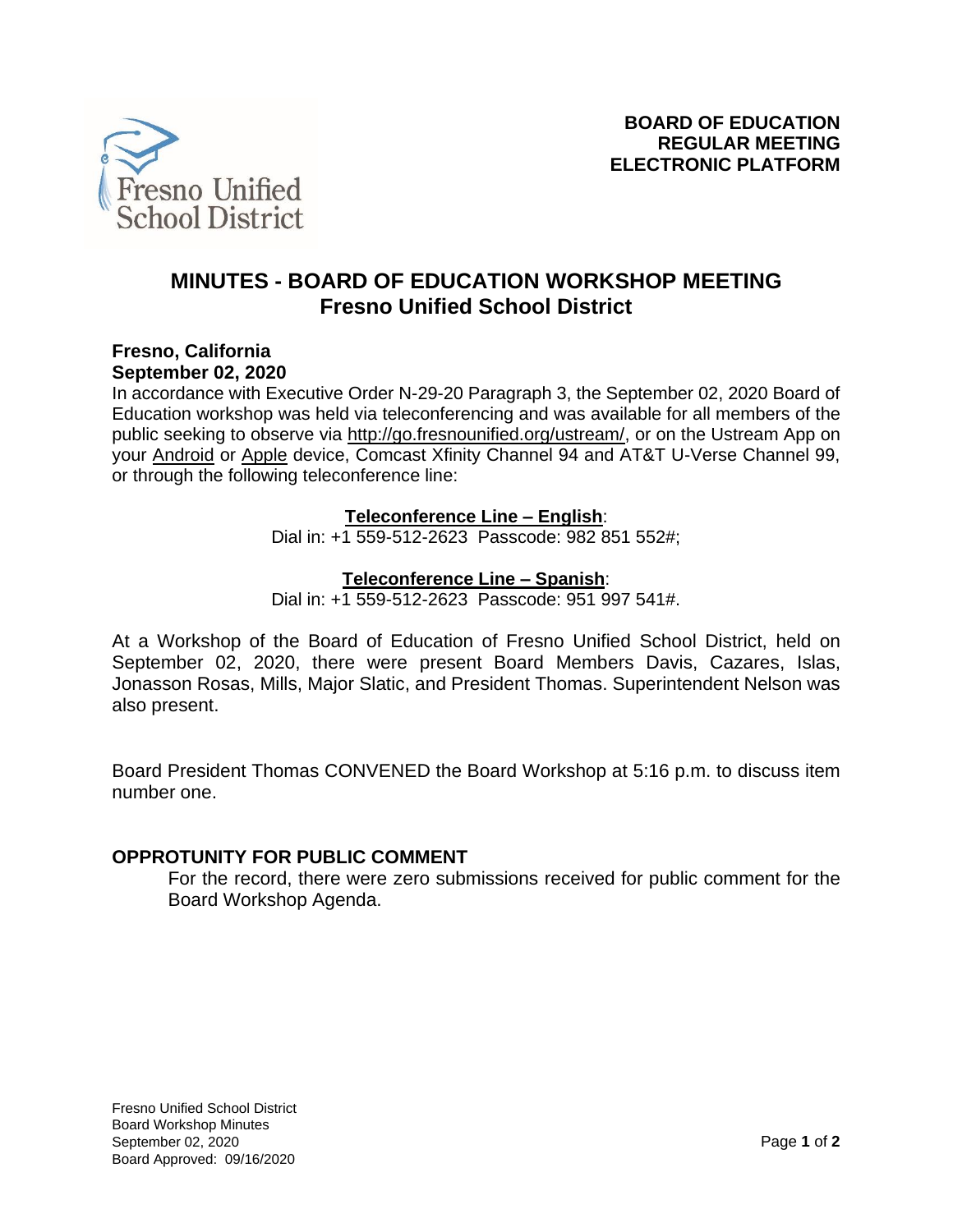**BOARD OF EDUCATION**
**REGULAR MEETING**
**ELECTRONIC PLATFORM**

# MINUTES - BOARD OF EDUCATION WORKSHOP MEETING
## Fresno Unified School District

**Fresno, California**
**September 02, 2020**

In accordance with Executive Order N-29-20 Paragraph 3, the September 02, 2020 Board of Education workshop was held via teleconferencing and was available for all members of the public seeking to observe via http://go.fresnounified.org/ustream/, or on the Ustream App on your Android or Apple device, Comcast Xfinity Channel 94 and AT&T U-Verse Channel 99, or through the following teleconference line:

**Teleconference Line – English**:
Dial in: +1 559-512-2623 Passcode: 982 851 552#;

**Teleconference Line – Spanish**:
Dial in: +1 559-512-2623 Passcode: 951 997 541#.

At a Workshop of the Board of Education of Fresno Unified School District, held on September 02, 2020, there were present Board Members Davis, Cazares, Islas, Jonasson Rosas, Mills, Major Slatic, and President Thomas. Superintendent Nelson was also present.

Board President Thomas CONVENED the Board Workshop at 5:16 p.m. to discuss item number one.

### OPPROTUNITY FOR PUBLIC COMMENT

For the record, there were zero submissions received for public comment for the Board Workshop Agenda.

Fresno Unified School District
Board Workshop Minutes
September 02, 2020
Board Approved: 09/16/2020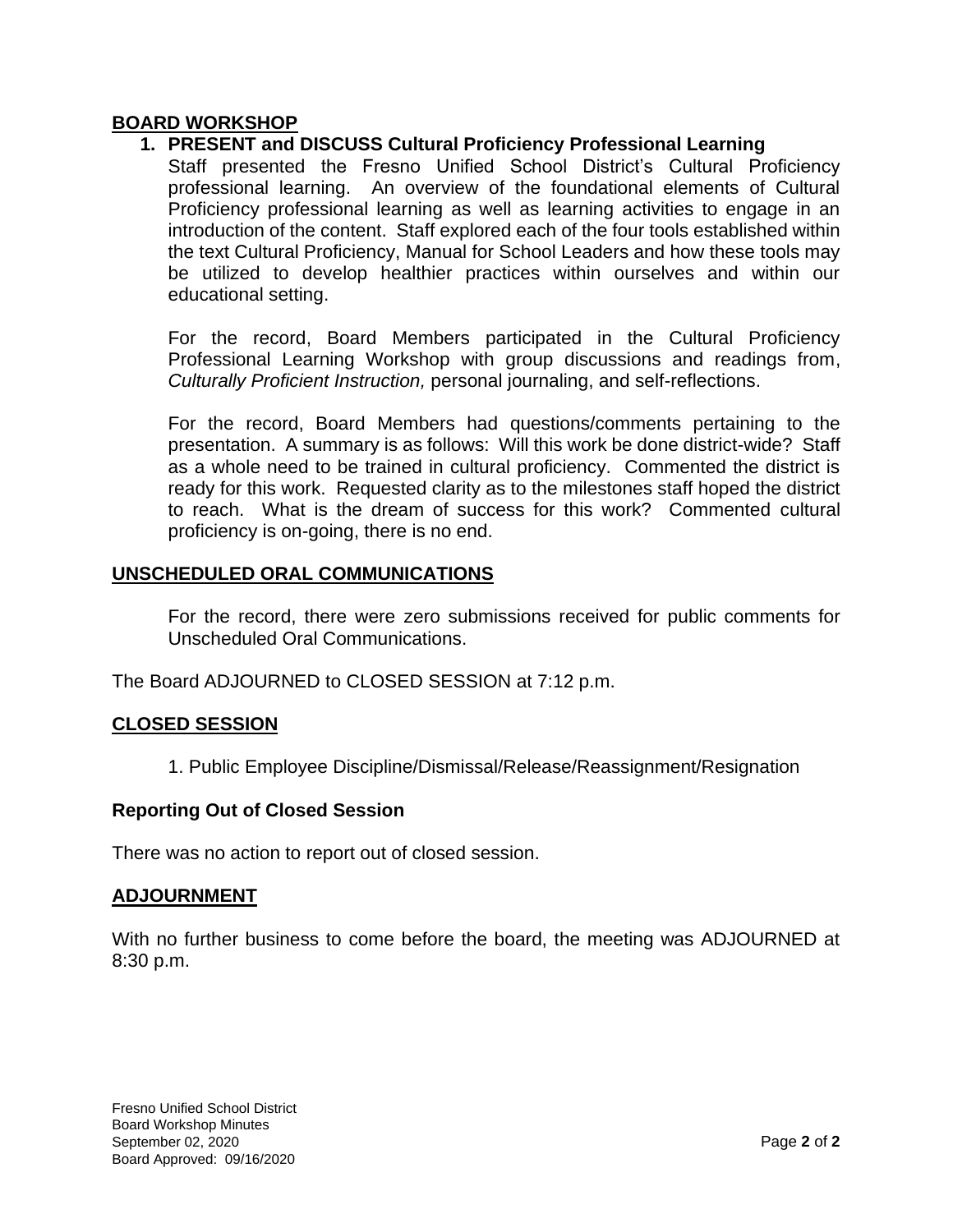## BOARD WORKSHOP

**1. PRESENT and DISCUSS Cultural Proficiency Professional Learning**

Staff presented the Fresno Unified School District's Cultural Proficiency professional learning. An overview of the foundational elements of Cultural Proficiency professional learning as well as learning activities to engage in an introduction of the content. Staff explored each of the four tools established within the text Cultural Proficiency, Manual for School Leaders and how these tools may be utilized to develop healthier practices within ourselves and within our educational setting.

For the record, Board Members participated in the Cultural Proficiency Professional Learning Workshop with group discussions and readings from, *Culturally Proficient Instruction,* personal journaling, and self-reflections.

For the record, Board Members had questions/comments pertaining to the presentation. A summary is as follows: Will this work be done district-wide? Staff as a whole need to be trained in cultural proficiency. Commented the district is ready for this work. Requested clarity as to the milestones staff hoped the district to reach. What is the dream of success for this work? Commented cultural proficiency is on-going, there is no end.

## UNSCHEDULED ORAL COMMUNICATIONS

For the record, there were zero submissions received for public comments for Unscheduled Oral Communications.

The Board ADJOURNED to CLOSED SESSION at 7:12 p.m.

## CLOSED SESSION

1. Public Employee Discipline/Dismissal/Release/Reassignment/Resignation

### Reporting Out of Closed Session

There was no action to report out of closed session.

## ADJOURNMENT

With no further business to come before the board, the meeting was ADJOURNED at 8:30 p.m.

Fresno Unified School District
Board Workshop Minutes
September 02, 2020
Board Approved: 09/16/2020